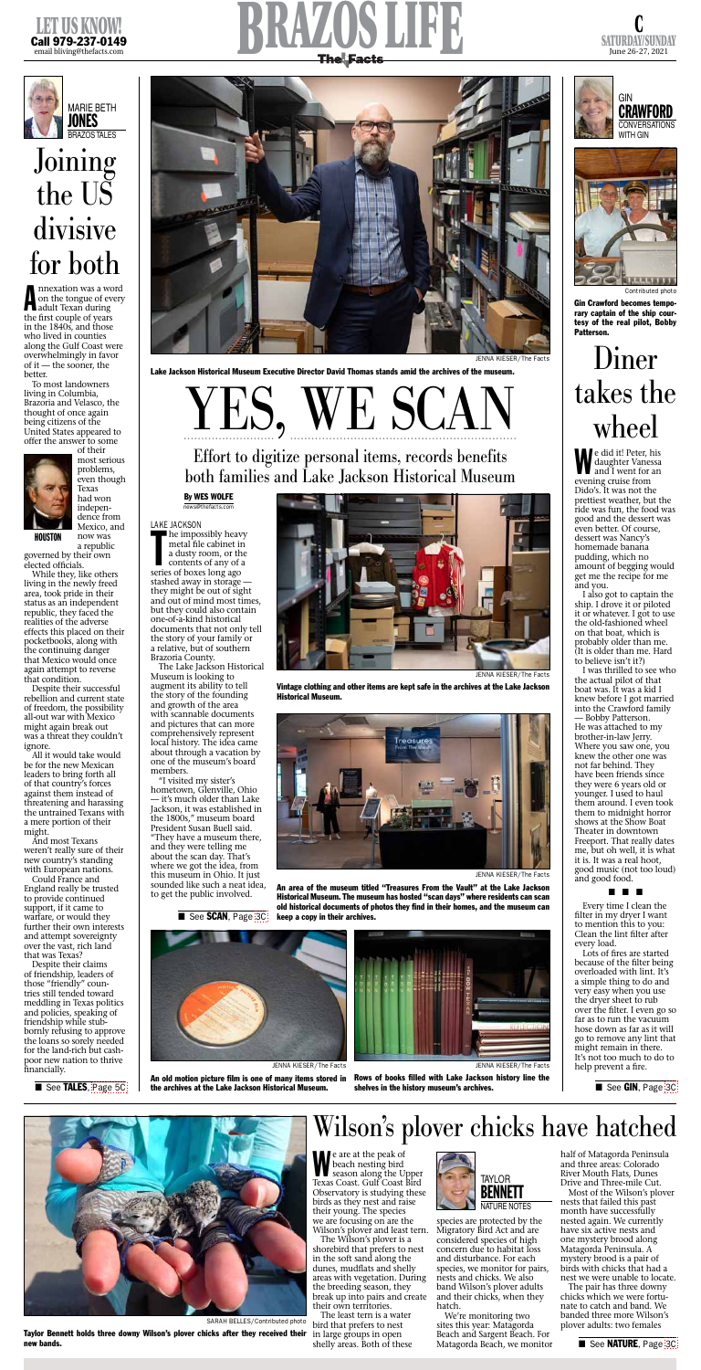# BRAZOS LIFE

**LET US KNOW!** Call 979-237-0149 email bliving@thefacts.com

**C** SATURDAY/SUNDAY June 26-27, 2021

MARIE BETH **JONES** BRAZOS TALES

## Joining the US divisive for both

Annexation was a word on the tongue of every adult Texan during the first couple of years in the 1840s, and those who lived in counties along the Gulf Coast were overwhelmingly in favor of it — the sooner, the better.

To most landowners living in Columbia, Brazoria and Velasco, the thought of once again being citizens of the United States appeared to offer the answer to some of their most serious problems, even though Texas had won independence from Mexico, and now was a republic governed by their own elected officials.

HOUSTON

While they, like others living in the newly freed area, took pride in their status as an independent republic, they faced the realities of the adverse effects this placed on their pocketbooks, along with the continuing danger that Mexico would once again attempt to reverse that condition.

Despite their successful rebellion and current state of freedom, the possibility all-out war with Mexico might again break out was a threat they couldn't ignore.

All it would take would be for the new Mexican leaders to bring forth all of that country's forces against them instead of threatening and harassing the untrained Texans with a mere portion of their might.

And most Texans weren't really sure of their new country's standing with European nations.

Could France and England really be trusted to provide continued support, if it came to warfare, or would they further their own interests and attempt sovereignty over the vast, rich land that was Texas?

Despite their claims of friendship, leaders of those "friendly" countries still tended toward meddling in Texas politics and policies, speaking of friendship while stubbornly refusing to approve the loans so sorely needed for the land-rich but cash-poor new nation to thrive financially.

■ See **TALES**, Page 5C

JENNA KIESER/The Facts

**Lake Jackson Historical Museum Executive Director David Thomas stands amid the archives of the museum.**

# YES, WE SCAN

## Effort to digitize personal items, records benefits both families and Lake Jackson Historical Museum

**By WES WOLFE**
news@thefacts.com

LAKE JACKSON

The impossibly heavy metal file cabinet in a dusty room, or the contents of any of a series of boxes long ago stashed away in storage — they might be out of sight and out of mind most times, but they could also contain one-of-a-kind historical documents that not only tell the story of your family or a relative, but of southern Brazoria County.

The Lake Jackson Historical Museum is looking to augment its ability to tell the story of the founding and growth of the area with scannable documents and pictures that can more comprehensively represent local history. The idea came about through a vacation by one of the museum's board members.

"I visited my sister's hometown, Glenville, Ohio — it's much older than Lake Jackson, it was established in the 1800s," museum board President Susan Buell said. "They have a museum there, and they were telling me about the scan day. That's where we got the idea, from this museum in Ohio. It just sounded like such a neat idea, to get the public involved.

■ See **SCAN**, Page 3C

JENNA KIESER/The Facts

**Vintage clothing and other items are kept safe in the archives at the Lake Jackson Historical Museum.**

JENNA KIESER/The Facts

**An area of the museum titled "Treasures From the Vault" at the Lake Jackson Historical Museum. The museum has hosted "scan days" where residents can scan old historical documents of photos they find in their homes, and the museum can keep a copy in their archives.**

JENNA KIESER/The Facts

**An old motion picture film is one of many items stored in the archives at the Lake Jackson Historical Museum.**

JENNA KIESER/The Facts

**Rows of books filled with Lake Jackson history line the shelves in the history museum's archives.**

GIN **CRAWFORD** CONVERSATIONS WITH GIN

Contributed photo

**Gin Crawford becomes temporary captain of the ship courtesy of the real pilot, Bobby Patterson.**

## Diner takes the wheel

We did it! Peter, his daughter Vanessa and I went for an evening cruise from Dido's. It was not the prettiest weather, but the ride was fun, the food was good and the dessert was even better. Of course, dessert was Nancy's homemade banana pudding, which no amount of begging would get me the recipe for me and you.

I also got to captain the ship. I drove it or piloted it or whatever. I got to use the old-fashioned wheel on that boat, which is probably older than me. (It is older than me. Hard to believe isn't it?)

I was thrilled to see who the actual pilot of that boat was. It was a kid I knew before I got married into the Crawford family — Bobby Patterson. He was attached to my brother-in-law Jerry. Where you saw one, you knew the other one was not far behind. They have been friends since they were 6 years old or younger. I used to haul them around. I even took them to midnight horror shows at the Show Boat Theater in downtown Freeport. That really dates me, but oh well, it is what it is. It was a real hoot, good music (not too loud) and good food.

■ ■ ■

Every time I clean the filter in my dryer I want to mention this to you: Clean the lint filter after every load.

Lots of fires are started because of the filter being overloaded with lint. It's a simple thing to do and very easy when you use the dryer sheet to rub over the filter. I even go so far as to run the vacuum hose down as far as it will go to remove any lint that might remain in there. It's not too much to do to help prevent a fire.

■ See **GIN**, Page 3C

SARAH BELLES/Contributed photo

**Taylor Bennett holds three downy Wilson's plover chicks after they received their new bands.**

## Wilson's plover chicks have hatched

TAYLOR **BENNETT** NATURE NOTES

We are at the peak of beach nesting bird season along the Upper Texas Coast. Gulf Coast Bird Observatory is studying these birds as they nest and raise their young. The species we are focusing on are the Wilson's plover and least tern.

The Wilson's plover is a shorebird that prefers to nest in the soft sand along the dunes, mudflats and shelly areas with vegetation. During the breeding season, they break up into pairs and create their own territories.

The least tern is a water bird that prefers to nest in large groups in open shelly areas. Both of these species are protected by the Migratory Bird Act and are considered species of high concern due to habitat loss and disturbance. For each species, we monitor for pairs, nests and chicks. We also band Wilson's plover adults and their chicks, when they hatch.

We're monitoring two sites this year: Matagorda Beach and Sargent Beach. For Matagorda Beach, we monitor half of Matagorda Peninsula and three areas: Colorado River Mouth Flats, Dunes Drive and Three-mile Cut.

Most of the Wilson's plover nests that failed this past month have successfully nested again. We currently have six active nests and one mystery brood along Matagorda Peninsula. A mystery brood is a pair of birds with chicks that had a nest we were unable to locate.

The pair has three downy chicks which we were fortunate to catch and band. We banded three more Wilson's plover adults: two females

■ See **NATURE**, Page 3C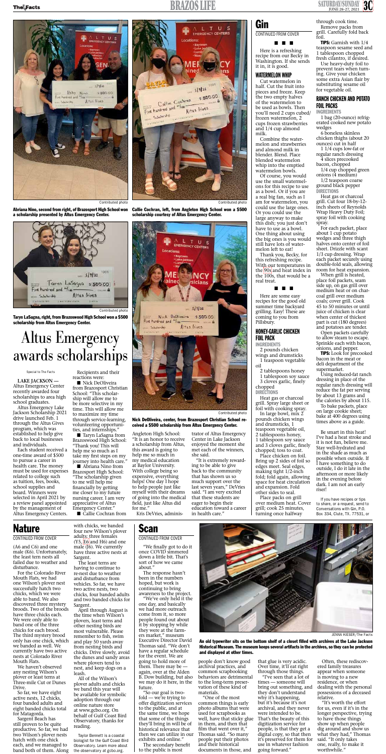Contributed photo

**Abriana Nino, second from right, of Brazosport High School won a scholarship presented by Altus Emergency Center.**

Contributed photo

**Callie Cochran, left, from Angleton High School won a $500 scholarship courtesy of Altus Emergency Center.**

Contributed photo

**Taryn LaSagna, right, from Brazoswood High School won a $500 scholarship from Altus Emergency Center.**

Contributed photo

**Nick DeOliveira, center, from Brazosport Christian School received a $500 scholarship from Altus Emergency Center.**

# Altus Emergency awards scholarships

Special to The Facts

**LAKE JACKSON —** Altus Emergency Center recently awarded four scholarships to area high school graduates.

Altus Emergency Lake Jackson Scholarship 2021 drive launched Feb. 1 through the Altus Gives program, which was established to help give back to local businesses and individuals.

Each student received a one-time award of $500 to pursue a career in health care. The money must be used for expenses related to college such as tuition, fees, books, school supplies and board. Winners were selected in April 2021 by a review panel appointed by the management of Altus Emergency Centers.

Recipients and their reactions were:

- Nick DeOliveira from Brazosport Christian School: "This scholarship will allow me to be more selective in my time. This will allow me to maximize my time through service-learning, volunteering opportunities, and internships."
- Taryn LaSagna from Brazoswood High School: "Thank you! This will help me so much as I take my first steps on my journey into health care."
- Abriana Nino from Brazosport High School: "The scholarship given to me will help me financially by getting me closer to my future nursing career. I am very appreciative of Altus Emergency Center."
- Callie Cochran from Angleton High School: "It is an honor to receive a scholarship from Altus, this award is going to help me so much in my medical education at Baylor University. With college being so expensive, everything helps! One day I hope to help people just like myself with their dreams of going into the medical field, just like Altus did for me."

Kris DeVries, administrator of Altus Emergency Center in Lake Jackson enjoyed the moment she met each of the winners, she said.

"It is extremely rewarding to be able to give back to the community that has shown us so much support over the last seven years," DeVries said. "I am very excited that these students are eager to begin their education toward a career in health care."

## Gin

CONTINUED FROM COVER

■ ■ ■

Here is a refreshing recipe from our Becky in Washington. If she sends it in, it is good.

### WATERMELON WHIP

Cut watermelon in half. Cut the fruit into pieces and freeze. Keep the two empty halves of the watermelon to be used as bowls. Then you'll need 2 cups cubed/frozen watermelon, 2 cups frozen strawberries and 1/4 cup almond milk.

Combine the watermelon and strawberries and almond milk in blender. Blend. Place blended watermelon whip into the emptied watermelon bowls.

Of course, you would use the small watermelons for this recipe to use as a bowl. Or if you are a real big fan, such as I am for watermelon, you could use the large ones. Or you could use the large anyway to make this dish; you just don't have to use as a bowl. One thing about using the big ones is you would still have lots of watermelon left to eat!

Thank you, Becky, for this refreshing recipe. With our temperatures in the 90s and heat index in the 100s, that would be a real treat.

■ ■ ■

Here are some easy recipes for the good old summer time backyard grilling. Easy! These are coming to you from Pillsbury.

### HONEY-GARLIC CHICKEN FOIL PACK

**INGREDIENTS**

2 pounds chicken wings and drumsticks
1 teaspoon vegetable oil
2 tablespoons honey
1 tablespoon soy sauce
3 cloves garlic, finely chopped

**DIRECTIONS**

Heat gas or charcoal grill. Spray large sheet or foil with cooking spray.

In large bowl, mix 2 pounds chicken wings and drumsticks, 1 teaspoon vegetable oil, 2 tablespoons honey, 1 tablespoon soy sauce and 3 cloves garlic, finely chopped; toss to coat.

Place chicken on foil. Bring up 2 sides of foil so edges meet. Seal edges, making tight 1/2-inch fold; fold again, allowing space for heat circulation and expansion. Fold other sides to seal.

Place packs on grill over medium heat. Cover grill; cook 25 minutes, turning once halfway through cook time.

Remove packs from grill. Carefully fold back foil.

**TIPS:** Garnish with 1/4 teaspoon sesame seed and 1 tablespoon chopped fresh cilantro, if desired.

Use heavy-duty foil to prevent tears when turning. Give your chicken some extra Asian flair by substituting sesame oil for vegetable oil.

### RANCH CHICKEN AND POTATO FOIL PACKS

**INGREDIENTS**

1 bag (20-ounce) refrigerated cooked new potato wedges
6 boneless skinless chicken thighs (about 20 ounces) cut in half
1 1/4 cups low-fat or regular ranch dressing
4 slices precooked bacon, chopped
1/4 cup chopped green onions (4 medium)
1/2 teaspoon coarse ground black pepper

**DIRECTIONS**

Heat gas or charcoal grill. Cut four 18-by-12-inch sheets of Reynolds Wrap Heavy Duty Foil; spray foil with cooking spray.

For each packet, place about 1 cup potato wedges and three thigh halves onto center of foil sheet. Drizzle with scant 1/3 cup dressing. Wrap each packet securely using double-fold seals, allowing room for heat expansion.

When grill is heated, place foil packets, seam side up, on gas grill over medium heat or on charcoal grill over medium coals; cover grill. Cook 45 to 50 minutes or until juice of chicken is clear when center of thickest part is cut (180 degrees) and potatoes are tender.

Open packets carefully to allow steam to escape. Sprinkle each with bacon, onions, and pepper.

**TIPS:** Look for precooked bacon in the meat or deli department of the supermarket.

Using reduced-fat ranch dressing in place of the regular ranch dressing will reduce the fat per serving by about 13 grams and the calories by about 115.

To bake packets, place on large cookie sheet; bake at 400 degrees using times above as a guideline.

Be smart in this heat! I've had a heat stroke and it is not fun, believe me. Stay well-hydrated and in the shade as much as possible when outside. If I have something to do outside, I do it late in the afternoon or more likely in the evening before dark. I am not an early riser!

*If you have recipes or tips to share, or a request, send to Conversations with Gin, P.O. Box 334, Clute, TX. 77531, or*

## Nature

CONTINUED FROM COVER

(A6 and C6) and one male (K6). Unfortunately, the least tern nests all failed due to weather and disturbance.

For the Colorado River Mouth Flats, we had one Wilson's plover nest successfully hatch two chicks, which we were able to band. We also discovered three mystery broods. Two of the broods have three chicks each. We were only able to band one of the three chicks for each brood. The third mystery brood only has one chick, which we banded as well. We currently have two active nests at Colorado River Mouth Flats.

We haven't observed any nesting Wilson's plover or least terns at Three-mile Cut or Dunes Drive.

So far, we have eight active nests, 12 chicks, four banded adults and eight banded chicks total for Matagorda.

Sargent Beach has still proven to be quite productive. So far, we had two Wilson's plover nests hatch with one chick each, and we managed to band both of them. Along with chicks, we banded four new Wilson's plover adults: three females (Y5, E6 and H6) and one male (J6). We currently have three active nests at Sargent.

The least terns are having to continue to re-nest due to weather and disturbance from vehicles. So far, we have two active nests, two chicks, four banded adults and two banded chicks for Sargent.

April through August is the time when Wilson's plovers, least terns and other nesting birds are most vulnerable. Please remember to fish, swim and play 50 yards away from nesting birds and chicks. Drive slowly, avoid the dunes and sandy areas where plovers tend to nest, and keep dogs on a leash.

All of the Wilson's plover adults and chicks we band this year will be available for symbolic adoption through our online nature store at www.gcbo.org. On behalf of Gulf Coast Bird Observatory, thanks for reading.

*Taylor Bennett is a coastal biologist for the Gulf Coast Bird Observatory. Learn more about the observatory at gcbo.org.*

## Scan

CONTINUED FROM COVER

"We finally got to do it once COVID simmered down a little bit. That's sort of how we came about."

The response hasn't been in the numbers hoped, but work is continuing to bring awareness to the project.

"We've only held it the one day, and basically we had more outreach come from it, so more people found out about it by stopping by while they were at the farmers market," museum Executive Director David Thomas said. "We don't have a regular schedule for the event. We are going to hold more of them. There may be — again, over at the Alden B. Dow building, but also we may do it here, in the future.

"So our goal is two-fold — we're trying to offer digitization services to the public, and at the same time, we hope that some of the things they'll bring in will be of historical relevance that then we can utilize in our exhibits and online."

The secondary benefit to the public is most people don't know good archival practices, and common scrapbooking behaviors are detrimental to the long-term preservation of these kind of materials.

"One of the most common things is early photo albums that were used for scrapbooks as well, have that sticky glue in them, and then that film that went over it," Thomas said. "So many people put their photos and their historical documents in those, and that glue is very acidic. Over time, it'll eat right through those things.

"I've seen that a lot of times — someone will bring out something, and they don't understand why it's happening, but it's because it's not archival, and they never were intended to be. That's the beauty of this digitization service for people, is that they get a digital copy, so that then it's preserved for them for use in whatever fashion going forward."

Often, these rediscovered family treasures appear when someone is moving to a new residence, or when dealing with the personal possessions of a deceased relative.

"It's worth the effort for us, even if it's in the longer perspective, trying to have those things show up when people dig around and show us what they had," Thomas said. "It only takes one, really, to make it worthwhile."

JENNA KIESER/The Facts

**An old typewriter sits on the bottom shelf of a closet filled with archives at the Lake Jackson Historical Museum. The museum keeps several artifacts in the archives, so they can be protected and displayed at other times.**